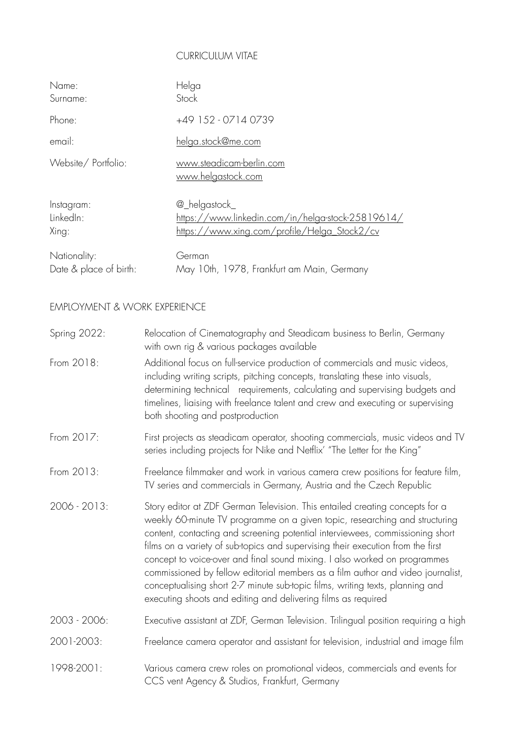# CURRICULUM VITAE

| | |
|---|---|
| Name: | Helga |
| Surname: | Stock |
| Phone: | +49 152 - 0714 0739 |
| email: | helga.stock@me.com |
| Website/ Portfolio: | www.steadicam-berlin.com<br>www.helgastock.com |
| Instagram: | @_helgastock_ |
| LinkedIn: | https://www.linkedin.com/in/helga-stock-25819614/ |
| Xing: | https://www.xing.com/profile/Helga_Stock2/cv |
| Nationality: | German |
| Date & place of birth: | May 10th, 1978, Frankfurt am Main, Germany |

## EMPLOYMENT & WORK EXPERIENCE

| | |
|---|---|
| Spring 2022: | Relocation of Cinematography and Steadicam business to Berlin, Germany with own rig & various packages available |
| From 2018: | Additional focus on full-service production of commercials and music videos, including writing scripts, pitching concepts, translating these into visuals, determining technical requirements, calculating and supervising budgets and timelines, liaising with freelance talent and crew and executing or supervising both shooting and postproduction |
| From 2017: | First projects as steadicam operator, shooting commercials, music videos and TV series including projects for Nike and Netflix' "The Letter for the King" |
| From 2013: | Freelance filmmaker and work in various camera crew positions for feature film, TV series and commercials in Germany, Austria and the Czech Republic |
| 2006 - 2013: | Story editor at ZDF German Television. This entailed creating concepts for a weekly 60-minute TV programme on a given topic, researching and structuring content, contacting and screening potential interviewees, commissioning short films on a variety of sub-topics and supervising their execution from the first concept to voice-over and final sound mixing. I also worked on programmes commissioned by fellow editorial members as a film author and video journalist, conceptualising short 2-7 minute sub-topic films, writing texts, planning and executing shoots and editing and delivering films as required |
| 2003 - 2006: | Executive assistant at ZDF, German Television. Trilingual position requiring a high |
| 2001-2003: | Freelance camera operator and assistant for television, industrial and image film |
| 1998-2001: | Various camera crew roles on promotional videos, commercials and events for CCS vent Agency & Studios, Frankfurt, Germany |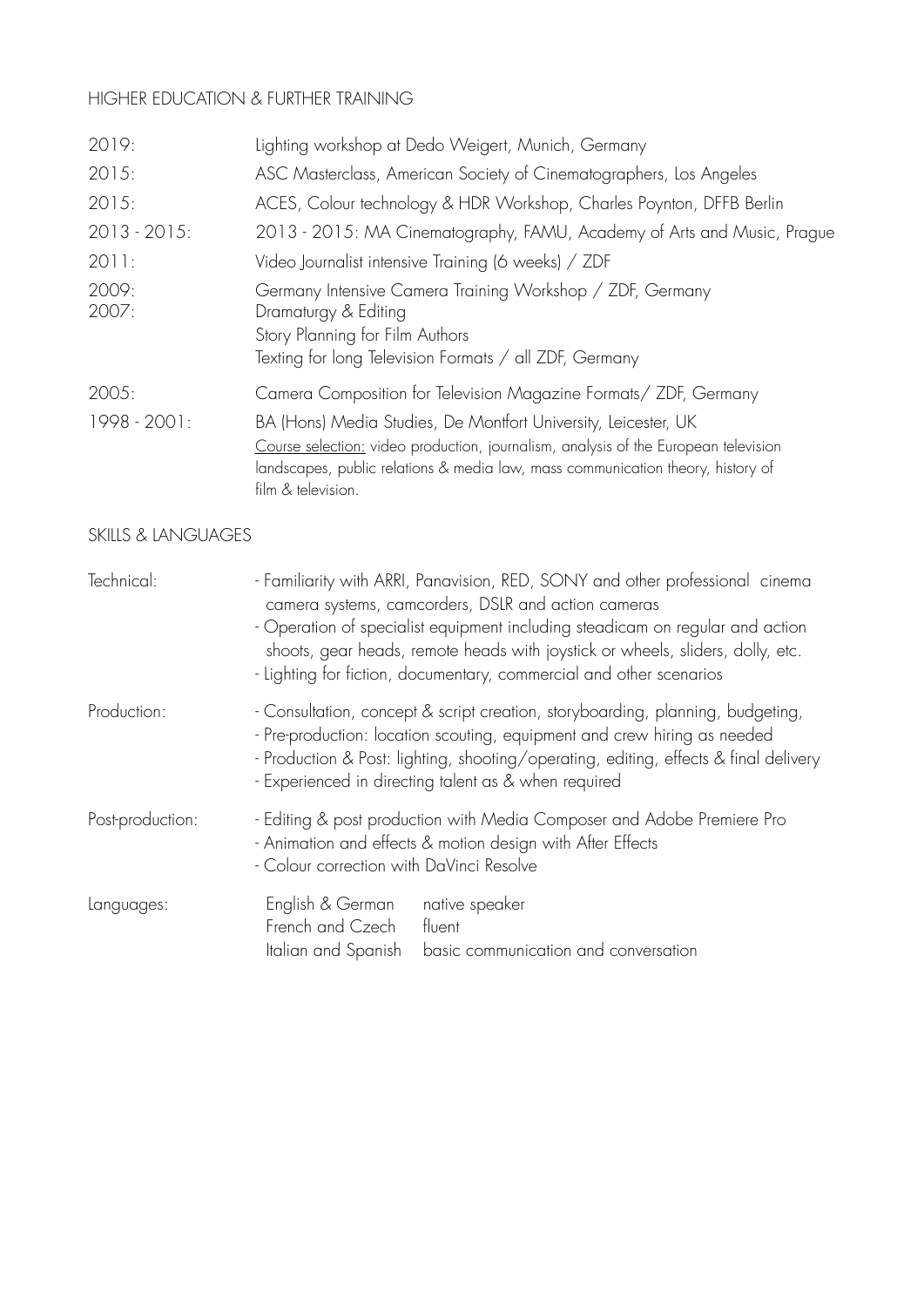## HIGHER EDUCATION & FURTHER TRAINING

| | |
|---|---|
| 2019: | Lighting workshop at Dedo Weigert, Munich, Germany |
| 2015: | ASC Masterclass, American Society of Cinematographers, Los Angeles |
| 2015: | ACES, Colour technology & HDR Workshop, Charles Poynton, DFFB Berlin |
| 2013 - 2015: | 2013 - 2015: MA Cinematography, FAMU, Academy of Arts and Music, Prague |
| 2011: | Video Journalist intensive Training (6 weeks) / ZDF |
| 2009:<br>2007: | Germany Intensive Camera Training Workshop / ZDF, Germany<br>Dramaturgy & Editing<br>Story Planning for Film Authors<br>Texting for long Television Formats / all ZDF, Germany |
| 2005: | Camera Composition for Television Magazine Formats/ ZDF, Germany |
| 1998 - 2001: | BA (Hons) Media Studies, De Montfort University, Leicester, UK<br><u>Course selection:</u> video production, journalism, analysis of the European television landscapes, public relations & media law, mass communication theory, history of film & television. |

## SKILLS & LANGUAGES

**Technical:**
- Familiarity with ARRI, Panavision, RED, SONY and other professional cinema camera systems, camcorders, DSLR and action cameras
- Operation of specialist equipment including steadicam on regular and action shoots, gear heads, remote heads with joystick or wheels, sliders, dolly, etc.
- Lighting for fiction, documentary, commercial and other scenarios

**Production:**
- Consultation, concept & script creation, storyboarding, planning, budgeting,
- Pre-production: location scouting, equipment and crew hiring as needed
- Production & Post: lighting, shooting/operating, editing, effects & final delivery
- Experienced in directing talent as & when required

**Post-production:**
- Editing & post production with Media Composer and Adobe Premiere Pro
- Animation and effects & motion design with After Effects
- Colour correction with DaVinci Resolve

**Languages:**

| | |
|---|---|
| English & German | native speaker |
| French and Czech | fluent |
| Italian and Spanish | basic communication and conversation |